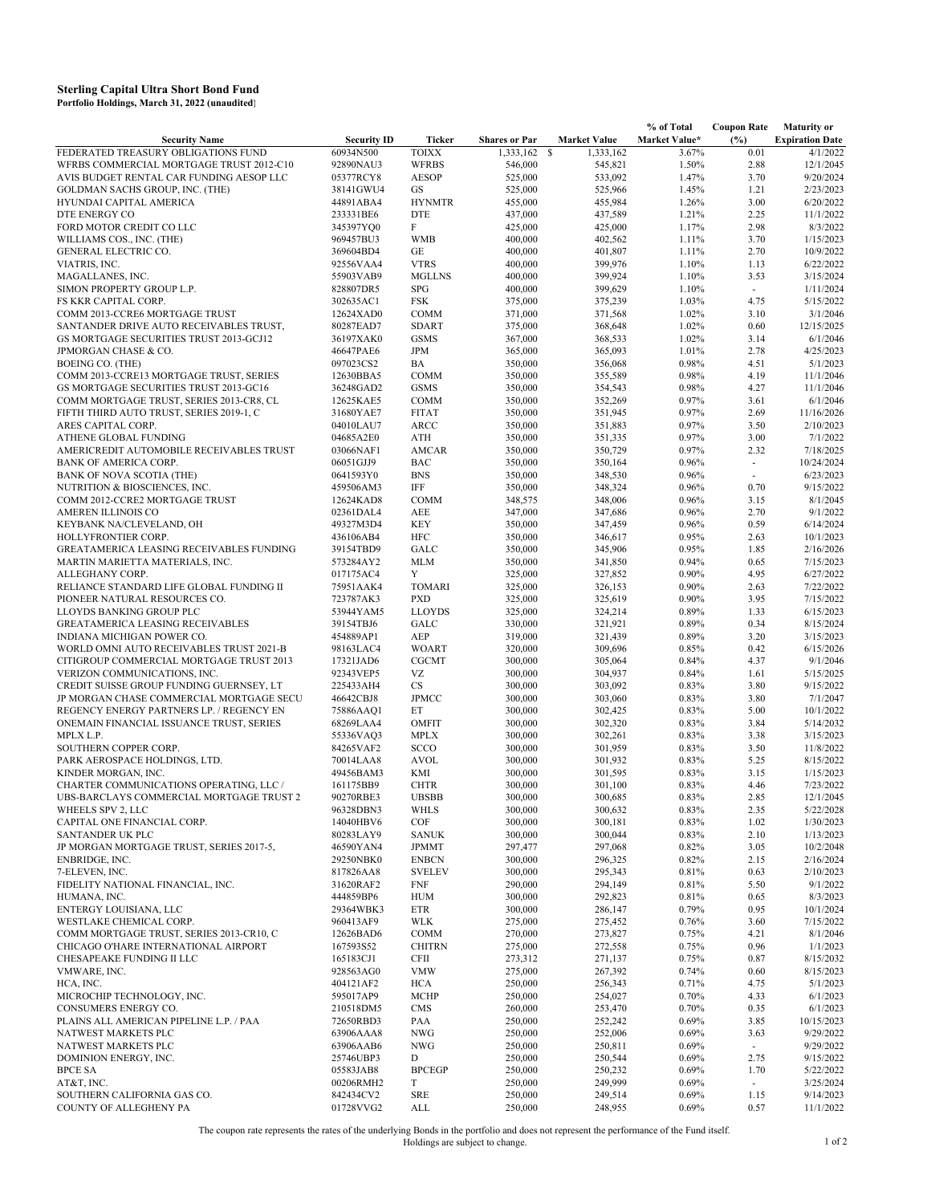**Sterling Capital Ultra Short Bond Fund**
**Portfolio Holdings, March 31, 2022 (unaudited)**

| Security Name | Security ID | Ticker | Shares or Par | Market Value | % of Total Market Value* | Coupon Rate (%) | Maturity or Expiration Date |
|---|---|---|---|---|---|---|---|
| FEDERATED TREASURY OBLIGATIONS FUND | 60934N500 | TOIXX | 1,333,162 | $ 1,333,162 | 3.67% | 0.01 | 4/1/2022 |
| WFRBS COMMERCIAL MORTGAGE TRUST 2012-C10 | 92890NAU3 | WFRBS | 546,000 | 545,821 | 1.50% | 2.88 | 12/1/2045 |
| AVIS BUDGET RENTAL CAR FUNDING AESOP LLC | 05377RCY8 | AESOP | 525,000 | 533,092 | 1.47% | 3.70 | 9/20/2024 |
| GOLDMAN SACHS GROUP, INC. (THE) | 38141GWU4 | GS | 525,000 | 525,966 | 1.45% | 1.21 | 2/23/2023 |
| HYUNDAI CAPITAL AMERICA | 44891ABA4 | HYNMTR | 455,000 | 455,984 | 1.26% | 3.00 | 6/20/2022 |
| DTE ENERGY CO | 233331BE6 | DTE | 437,000 | 437,589 | 1.21% | 2.25 | 11/1/2022 |
| FORD MOTOR CREDIT CO LLC | 345397YQ0 | F | 425,000 | 425,000 | 1.17% | 2.98 | 8/3/2022 |
| WILLIAMS COS., INC. (THE) | 969457BU3 | WMB | 400,000 | 402,562 | 1.11% | 3.70 | 1/15/2023 |
| GENERAL ELECTRIC CO. | 369604BD4 | GE | 400,000 | 401,807 | 1.11% | 2.70 | 10/9/2022 |
| VIATRIS, INC. | 92556VAA4 | VTRS | 400,000 | 399,976 | 1.10% | 1.13 | 6/22/2022 |
| MAGALLANES, INC. | 55903VAB9 | MGLLNS | 400,000 | 399,924 | 1.10% | 3.53 | 3/15/2024 |
| SIMON PROPERTY GROUP L.P. | 828807DR5 | SPG | 400,000 | 399,629 | 1.10% | - | 1/11/2024 |
| FS KKR CAPITAL CORP. | 302635AC1 | FSK | 375,000 | 375,239 | 1.03% | 4.75 | 5/15/2022 |
| COMM 2013-CCRE6 MORTGAGE TRUST | 12624XAD0 | COMM | 371,000 | 371,568 | 1.02% | 3.10 | 3/1/2046 |
| SANTANDER DRIVE AUTO RECEIVABLES TRUST, | 80287EAD7 | SDART | 375,000 | 368,648 | 1.02% | 0.60 | 12/15/2025 |
| GS MORTGAGE SECURITIES TRUST 2013-GCJ12 | 36197XAK0 | GSMS | 367,000 | 368,533 | 1.02% | 3.14 | 6/1/2046 |
| JPMORGAN CHASE & CO. | 46647PAE6 | JPM | 365,000 | 365,093 | 1.01% | 2.78 | 4/25/2023 |
| BOEING CO. (THE) | 097023CS2 | BA | 350,000 | 356,068 | 0.98% | 4.51 | 5/1/2023 |
| COMM 2013-CCRE13 MORTGAGE TRUST, SERIES | 12630BBA5 | COMM | 350,000 | 355,589 | 0.98% | 4.19 | 11/1/2046 |
| GS MORTGAGE SECURITIES TRUST 2013-GC16 | 36248GAD2 | GSMS | 350,000 | 354,543 | 0.98% | 4.27 | 11/1/2046 |
| COMM MORTGAGE TRUST, SERIES 2013-CR8, CL | 12625KAE5 | COMM | 350,000 | 352,269 | 0.97% | 3.61 | 6/1/2046 |
| FIFTH THIRD AUTO TRUST, SERIES 2019-1, C | 31680YAE7 | FITAT | 350,000 | 351,945 | 0.97% | 2.69 | 11/16/2026 |
| ARES CAPITAL CORP. | 04010LAU7 | ARCC | 350,000 | 351,883 | 0.97% | 3.50 | 2/10/2023 |
| ATHENE GLOBAL FUNDING | 04685A2E0 | ATH | 350,000 | 351,335 | 0.97% | 3.00 | 7/1/2022 |
| AMERICREDIT AUTOMOBILE RECEIVABLES TRUST | 03066NAF1 | AMCAR | 350,000 | 350,729 | 0.97% | 2.32 | 7/18/2025 |
| BANK OF AMERICA CORP. | 06051GJJ9 | BAC | 350,000 | 350,164 | 0.96% | - | 10/24/2024 |
| BANK OF NOVA SCOTIA (THE) | 0641593Y0 | BNS | 350,000 | 348,530 | 0.96% | - | 6/23/2023 |
| NUTRITION & BIOSCIENCES, INC. | 459506AM3 | IFF | 350,000 | 348,324 | 0.96% | 0.70 | 9/15/2022 |
| COMM 2012-CCRE2 MORTGAGE TRUST | 12624KAD8 | COMM | 348,575 | 348,006 | 0.96% | 3.15 | 8/1/2045 |
| AMEREN ILLINOIS CO | 02361DAL4 | AEE | 347,000 | 347,686 | 0.96% | 2.70 | 9/1/2022 |
| KEYBANK NA/CLEVELAND, OH | 49327M3D4 | KEY | 350,000 | 347,459 | 0.96% | 0.59 | 6/14/2024 |
| HOLLYFRONTIER CORP. | 436106AB4 | HFC | 350,000 | 346,617 | 0.95% | 2.63 | 10/1/2023 |
| GREATAMERICA LEASING RECEIVABLES FUNDING | 39154TBD9 | GALC | 350,000 | 345,906 | 0.95% | 1.85 | 2/16/2026 |
| MARTIN MARIETTA MATERIALS, INC. | 573284AY2 | MLM | 350,000 | 341,850 | 0.94% | 0.65 | 7/15/2023 |
| ALLEGHANY CORP. | 017175AC4 | Y | 325,000 | 327,852 | 0.90% | 4.95 | 6/27/2022 |
| RELIANCE STANDARD LIFE GLOBAL FUNDING II | 75951AAK4 | TOMARI | 325,000 | 326,153 | 0.90% | 2.63 | 7/22/2022 |
| PIONEER NATURAL RESOURCES CO. | 723787AK3 | PXD | 325,000 | 325,619 | 0.90% | 3.95 | 7/15/2022 |
| LLOYDS BANKING GROUP PLC | 53944YAM5 | LLOYDS | 325,000 | 324,214 | 0.89% | 1.33 | 6/15/2023 |
| GREATAMERICA LEASING RECEIVABLES | 39154TBJ6 | GALC | 330,000 | 321,921 | 0.89% | 0.34 | 8/15/2024 |
| INDIANA MICHIGAN POWER CO. | 454889AP1 | AEP | 319,000 | 321,439 | 0.89% | 3.20 | 3/15/2023 |
| WORLD OMNI AUTO RECEIVABLES TRUST 2021-B | 98163LAC4 | WOART | 320,000 | 309,696 | 0.85% | 0.42 | 6/15/2026 |
| CITIGROUP COMMERCIAL MORTGAGE TRUST 2013 | 17321JAD6 | CGCMT | 300,000 | 305,064 | 0.84% | 4.37 | 9/1/2046 |
| VERIZON COMMUNICATIONS, INC. | 92343VEP5 | VZ | 300,000 | 304,937 | 0.84% | 1.61 | 5/15/2025 |
| CREDIT SUISSE GROUP FUNDING GUERNSEY, LT | 225433AH4 | CS | 300,000 | 303,092 | 0.83% | 3.80 | 9/15/2022 |
| JP MORGAN CHASE COMMERCIAL MORTGAGE SECU | 46642CBJ8 | JPMCC | 300,000 | 303,060 | 0.83% | 3.80 | 7/1/2047 |
| REGENCY ENERGY PARTNERS LP. / REGENCY EN | 75886AAQ1 | ET | 300,000 | 302,425 | 0.83% | 5.00 | 10/1/2022 |
| ONEMAIN FINANCIAL ISSUANCE TRUST, SERIES | 68269LAA4 | OMFIT | 300,000 | 302,320 | 0.83% | 3.84 | 5/14/2032 |
| MPLX L.P. | 55336VAQ3 | MPLX | 300,000 | 302,261 | 0.83% | 3.38 | 3/15/2023 |
| SOUTHERN COPPER CORP. | 84265VAF2 | SCCO | 300,000 | 301,959 | 0.83% | 3.50 | 11/8/2022 |
| PARK AEROSPACE HOLDINGS, LTD. | 70014LAA8 | AVOL | 300,000 | 301,932 | 0.83% | 5.25 | 8/15/2022 |
| KINDER MORGAN, INC. | 49456BAM3 | KMI | 300,000 | 301,595 | 0.83% | 3.15 | 1/15/2023 |
| CHARTER COMMUNICATIONS OPERATING, LLC / | 161175BB9 | CHTR | 300,000 | 301,100 | 0.83% | 4.46 | 7/23/2022 |
| UBS-BARCLAYS COMMERCIAL MORTGAGE TRUST 2 | 90270RBE3 | UBSBB | 300,000 | 300,685 | 0.83% | 2.85 | 12/1/2045 |
| WHEELS SPV 2, LLC | 96328DBN3 | WHLS | 300,000 | 300,632 | 0.83% | 2.35 | 5/22/2028 |
| CAPITAL ONE FINANCIAL CORP. | 14040HBV6 | COF | 300,000 | 300,181 | 0.83% | 1.02 | 1/30/2023 |
| SANTANDER UK PLC | 80283LAY9 | SANUK | 300,000 | 300,044 | 0.83% | 2.10 | 1/13/2023 |
| JP MORGAN MORTGAGE TRUST, SERIES 2017-5, | 46590YAN4 | JPMMT | 297,477 | 297,068 | 0.82% | 3.05 | 10/2/2048 |
| ENBRIDGE, INC. | 29250NBK0 | ENBCN | 300,000 | 296,325 | 0.82% | 2.15 | 2/16/2024 |
| 7-ELEVEN, INC. | 817826AA8 | SVELEV | 300,000 | 295,343 | 0.81% | 0.63 | 2/10/2023 |
| FIDELITY NATIONAL FINANCIAL, INC. | 31620RAF2 | FNF | 290,000 | 294,149 | 0.81% | 5.50 | 9/1/2022 |
| HUMANA, INC. | 444859BP6 | HUM | 300,000 | 292,823 | 0.81% | 0.65 | 8/3/2023 |
| ENTERGY LOUISIANA, LLC | 29364WBK3 | ETR | 300,000 | 286,147 | 0.79% | 0.95 | 10/1/2024 |
| WESTLAKE CHEMICAL CORP. | 960413AF9 | WLK | 275,000 | 275,452 | 0.76% | 3.60 | 7/15/2022 |
| COMM MORTGAGE TRUST, SERIES 2013-CR10, C | 12626BAD6 | COMM | 270,000 | 273,827 | 0.75% | 4.21 | 8/1/2046 |
| CHICAGO O'HARE INTERNATIONAL AIRPORT | 167593S52 | CHITRN | 275,000 | 272,558 | 0.75% | 0.96 | 1/1/2023 |
| CHESAPEAKE FUNDING II LLC | 165183CJ1 | CFII | 273,312 | 271,137 | 0.75% | 0.87 | 8/15/2032 |
| VMWARE, INC. | 928563AG0 | VMW | 275,000 | 267,392 | 0.74% | 0.60 | 8/15/2023 |
| HCA, INC. | 404121AF2 | HCA | 250,000 | 256,343 | 0.71% | 4.75 | 5/1/2023 |
| MICROCHIP TECHNOLOGY, INC. | 595017AP9 | MCHP | 250,000 | 254,027 | 0.70% | 4.33 | 6/1/2023 |
| CONSUMERS ENERGY CO. | 210518DM5 | CMS | 260,000 | 253,470 | 0.70% | 0.35 | 6/1/2023 |
| PLAINS ALL AMERICAN PIPELINE L.P. / PAA | 72650RBD3 | PAA | 250,000 | 252,242 | 0.69% | 3.85 | 10/15/2023 |
| NATWEST MARKETS PLC | 63906AAA8 | NWG | 250,000 | 252,006 | 0.69% | 3.63 | 9/29/2022 |
| NATWEST MARKETS PLC | 63906AAB6 | NWG | 250,000 | 250,811 | 0.69% | - | 9/29/2022 |
| DOMINION ENERGY, INC. | 25746UBP3 | D | 250,000 | 250,544 | 0.69% | 2.75 | 9/15/2022 |
| BPCE SA | 05583JAB8 | BPCEGP | 250,000 | 250,232 | 0.69% | 1.70 | 5/22/2022 |
| AT&T, INC. | 00206RMH2 | T | 250,000 | 249,999 | 0.69% | - | 3/25/2024 |
| SOUTHERN CALIFORNIA GAS CO. | 842434CV2 | SRE | 250,000 | 249,514 | 0.69% | 1.15 | 9/14/2023 |
| COUNTY OF ALLEGHENY PA | 01728VVG2 | ALL | 250,000 | 248,955 | 0.69% | 0.57 | 11/1/2022 |

The coupon rate represents the rates of the underlying Bonds in the portfolio and does not represent the performance of the Fund itself.
Holdings are subject to change.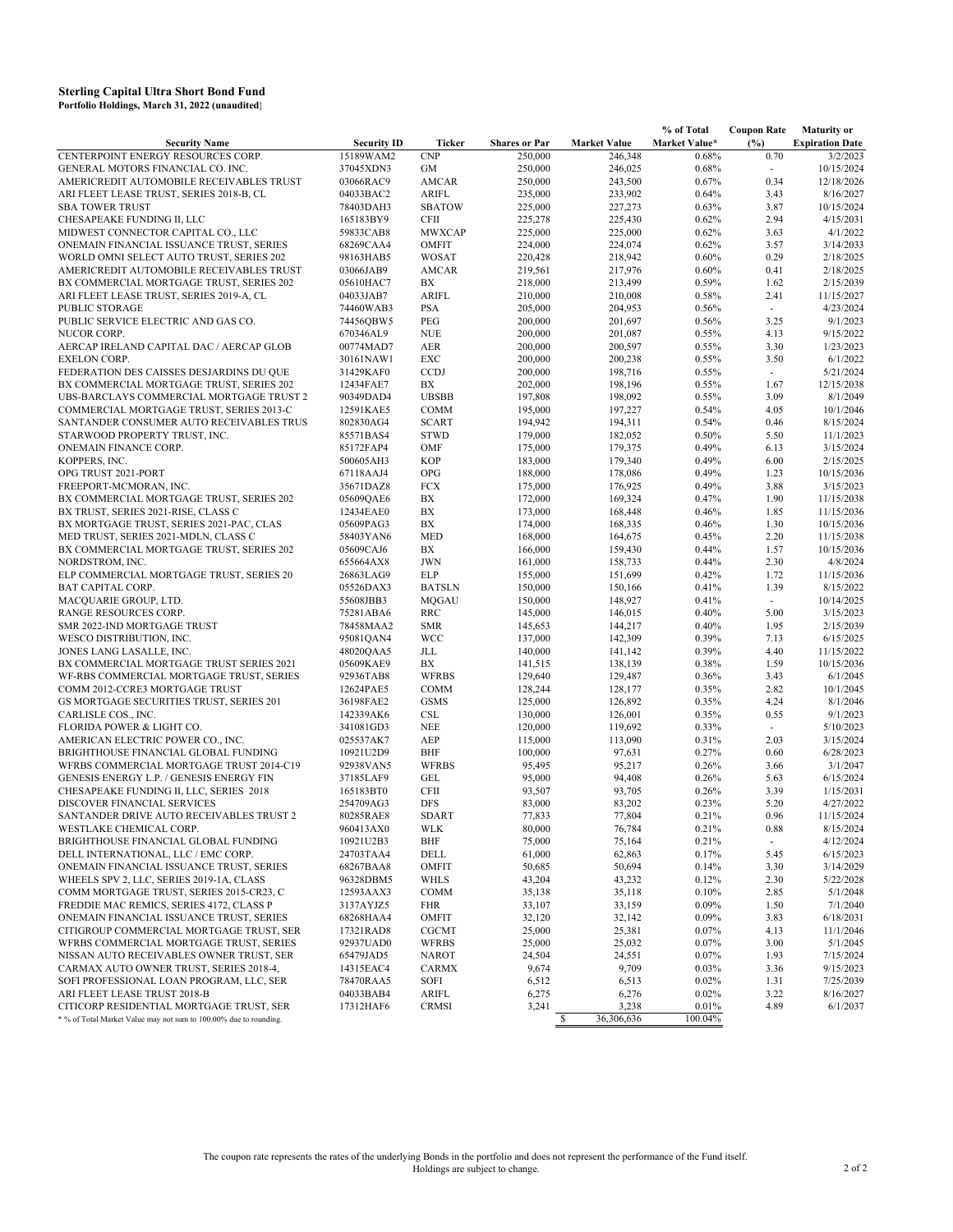**Sterling Capital Ultra Short Bond Fund**
**Portfolio Holdings, March 31, 2022 (unaudited)**

| Security Name | Security ID | Ticker | Shares or Par | Market Value | % of Total Market Value* | Coupon Rate (%) | Maturity or Expiration Date |
|---|---|---|---|---|---|---|---|
| CENTERPOINT ENERGY RESOURCES CORP. | 15189WAM2 | CNP | 250,000 | 246,348 | 0.68% | 0.70 | 3/2/2023 |
| GENERAL MOTORS FINANCIAL CO. INC. | 37045XDN3 | GM | 250,000 | 246,025 | 0.68% | - | 10/15/2024 |
| AMERICREDIT AUTOMOBILE RECEIVABLES TRUST | 03066RAC9 | AMCAR | 250,000 | 243,500 | 0.67% | 0.34 | 12/18/2026 |
| ARI FLEET LEASE TRUST, SERIES 2018-B, CL | 04033BAC2 | ARIFL | 235,000 | 233,902 | 0.64% | 3.43 | 8/16/2027 |
| SBA TOWER TRUST | 78403DAH3 | SBATOW | 225,000 | 227,273 | 0.63% | 3.87 | 10/15/2024 |
| CHESAPEAKE FUNDING II, LLC | 165183BY9 | CFII | 225,278 | 225,430 | 0.62% | 2.94 | 4/15/2031 |
| MIDWEST CONNECTOR CAPITAL CO., LLC | 59833CAB8 | MWXCAP | 225,000 | 225,000 | 0.62% | 3.63 | 4/1/2022 |
| ONEMAIN FINANCIAL ISSUANCE TRUST, SERIES | 68269CAA4 | OMFIT | 224,000 | 224,074 | 0.62% | 3.57 | 3/14/2033 |
| WORLD OMNI SELECT AUTO TRUST, SERIES 202 | 98163HAB5 | WOSAT | 220,428 | 218,942 | 0.60% | 0.29 | 2/18/2025 |
| AMERICREDIT AUTOMOBILE RECEIVABLES TRUST | 03066JAB9 | AMCAR | 219,561 | 217,976 | 0.60% | 0.41 | 2/18/2025 |
| BX COMMERCIAL MORTGAGE TRUST, SERIES 202 | 05610HAC7 | BX | 218,000 | 213,499 | 0.59% | 1.62 | 2/15/2039 |
| ARI FLEET LEASE TRUST, SERIES 2019-A, CL | 04033JAB7 | ARIFL | 210,000 | 210,008 | 0.58% | 2.41 | 11/15/2027 |
| PUBLIC STORAGE | 74460WAB3 | PSA | 205,000 | 204,953 | 0.56% | - | 4/23/2024 |
| PUBLIC SERVICE ELECTRIC AND GAS CO. | 74456QBW5 | PEG | 200,000 | 201,697 | 0.56% | 3.25 | 9/1/2023 |
| NUCOR CORP. | 670346AL9 | NUE | 200,000 | 201,087 | 0.55% | 4.13 | 9/15/2022 |
| AERCAP IRELAND CAPITAL DAC / AERCAP GLOB | 00774MAD7 | AER | 200,000 | 200,597 | 0.55% | 3.30 | 1/23/2023 |
| EXELON CORP. | 30161NAW1 | EXC | 200,000 | 200,238 | 0.55% | 3.50 | 6/1/2022 |
| FEDERATION DES CAISSES DESJARDINS DU QUE | 31429KAF0 | CCDJ | 200,000 | 198,716 | 0.55% | - | 5/21/2024 |
| BX COMMERCIAL MORTGAGE TRUST, SERIES 202 | 12434FAE7 | BX | 202,000 | 198,196 | 0.55% | 1.67 | 12/15/2038 |
| UBS-BARCLAYS COMMERCIAL MORTGAGE TRUST 2 | 90349DAD4 | UBSBB | 197,808 | 198,092 | 0.55% | 3.09 | 8/1/2049 |
| COMMERCIAL MORTGAGE TRUST, SERIES 2013-C | 12591KAE5 | COMM | 195,000 | 197,227 | 0.54% | 4.05 | 10/1/2046 |
| SANTANDER CONSUMER AUTO RECEIVABLES TRUS | 802830AG4 | SCART | 194,942 | 194,311 | 0.54% | 0.46 | 8/15/2024 |
| STARWOOD PROPERTY TRUST, INC. | 85571BAS4 | STWD | 179,000 | 182,052 | 0.50% | 5.50 | 11/1/2023 |
| ONEMAIN FINANCE CORP. | 85172FAP4 | OMF | 175,000 | 179,375 | 0.49% | 6.13 | 3/15/2024 |
| KOPPERS, INC. | 500605AH3 | KOP | 183,000 | 179,340 | 0.49% | 6.00 | 2/15/2025 |
| OPG TRUST 2021-PORT | 67118AAJ4 | OPG | 188,000 | 178,086 | 0.49% | 1.23 | 10/15/2036 |
| FREEPORT-MCMORAN, INC. | 35671DAZ8 | FCX | 175,000 | 176,925 | 0.49% | 3.88 | 3/15/2023 |
| BX COMMERCIAL MORTGAGE TRUST, SERIES 202 | 05609QAE6 | BX | 172,000 | 169,324 | 0.47% | 1.90 | 11/15/2038 |
| BX TRUST, SERIES 2021-RISE, CLASS C | 12434EAE0 | BX | 173,000 | 168,448 | 0.46% | 1.85 | 11/15/2036 |
| BX MORTGAGE TRUST, SERIES 2021-PAC, CLAS | 05609PAG3 | BX | 174,000 | 168,335 | 0.46% | 1.30 | 10/15/2036 |
| MED TRUST, SERIES 2021-MDLN, CLASS C | 58403YAN6 | MED | 168,000 | 164,675 | 0.45% | 2.20 | 11/15/2038 |
| BX COMMERCIAL MORTGAGE TRUST, SERIES 202 | 05609CAJ6 | BX | 166,000 | 159,430 | 0.44% | 1.57 | 10/15/2036 |
| NORDSTROM, INC. | 655664AX8 | JWN | 161,000 | 158,733 | 0.44% | 2.30 | 4/8/2024 |
| ELP COMMERCIAL MORTGAGE TRUST, SERIES 20 | 26863LAG9 | ELP | 155,000 | 151,699 | 0.42% | 1.72 | 11/15/2036 |
| BAT CAPITAL CORP. | 05526DAX3 | BATSLN | 150,000 | 150,166 | 0.41% | 1.39 | 8/15/2022 |
| MACQUARIE GROUP, LTD. | 55608JBB3 | MQGAU | 150,000 | 148,927 | 0.41% | - | 10/14/2025 |
| RANGE RESOURCES CORP. | 75281ABA6 | RRC | 145,000 | 146,015 | 0.40% | 5.00 | 3/15/2023 |
| SMR 2022-IND MORTGAGE TRUST | 78458MAA2 | SMR | 145,653 | 144,217 | 0.40% | 1.95 | 2/15/2039 |
| WESCO DISTRIBUTION, INC. | 95081QAN4 | WCC | 137,000 | 142,309 | 0.39% | 7.13 | 6/15/2025 |
| JONES LANG LASALLE, INC. | 48020QAA5 | JLL | 140,000 | 141,142 | 0.39% | 4.40 | 11/15/2022 |
| BX COMMERCIAL MORTGAGE TRUST SERIES 2021 | 05609KAE9 | BX | 141,515 | 138,139 | 0.38% | 1.59 | 10/15/2036 |
| WF-RBS COMMERCIAL MORTGAGE TRUST, SERIES | 92936TAB8 | WFRBS | 129,640 | 129,487 | 0.36% | 3.43 | 6/1/2045 |
| COMM 2012-CCRE3 MORTGAGE TRUST | 12624PAE5 | COMM | 128,244 | 128,177 | 0.35% | 2.82 | 10/1/2045 |
| GS MORTGAGE SECURITIES TRUST, SERIES 201 | 36198FAE2 | GSMS | 125,000 | 126,892 | 0.35% | 4.24 | 8/1/2046 |
| CARLISLE COS., INC. | 142339AK6 | CSL | 130,000 | 126,001 | 0.35% | 0.55 | 9/1/2023 |
| FLORIDA POWER & LIGHT CO. | 341081GD3 | NEE | 120,000 | 119,692 | 0.33% | - | 5/10/2023 |
| AMERICAN ELECTRIC POWER CO., INC. | 025537AK7 | AEP | 115,000 | 113,090 | 0.31% | 2.03 | 3/15/2024 |
| BRIGHTHOUSE FINANCIAL GLOBAL FUNDING | 10921U2D9 | BHF | 100,000 | 97,631 | 0.27% | 0.60 | 6/28/2023 |
| WFRBS COMMERCIAL MORTGAGE TRUST 2014-C19 | 92938VAN5 | WFRBS | 95,495 | 95,217 | 0.26% | 3.66 | 3/1/2047 |
| GENESIS ENERGY L.P. / GENESIS ENERGY FIN | 37185LAF9 | GEL | 95,000 | 94,408 | 0.26% | 5.63 | 6/15/2024 |
| CHESAPEAKE FUNDING II, LLC, SERIES 2018 | 165183BT0 | CFII | 93,507 | 93,705 | 0.26% | 3.39 | 1/15/2031 |
| DISCOVER FINANCIAL SERVICES | 254709AG3 | DFS | 83,000 | 83,202 | 0.23% | 5.20 | 4/27/2022 |
| SANTANDER DRIVE AUTO RECEIVABLES TRUST 2 | 80285RAE8 | SDART | 77,833 | 77,804 | 0.21% | 0.96 | 11/15/2024 |
| WESTLAKE CHEMICAL CORP. | 960413AX0 | WLK | 80,000 | 76,784 | 0.21% | 0.88 | 8/15/2024 |
| BRIGHTHOUSE FINANCIAL GLOBAL FUNDING | 10921U2B3 | BHF | 75,000 | 75,164 | 0.21% | - | 4/12/2024 |
| DELL INTERNATIONAL, LLC / EMC CORP. | 24703TAA4 | DELL | 61,000 | 62,863 | 0.17% | 5.45 | 6/15/2023 |
| ONEMAIN FINANCIAL ISSUANCE TRUST, SERIES | 68267BAA8 | OMFIT | 50,685 | 50,694 | 0.14% | 3.30 | 3/14/2029 |
| WHEELS SPV 2, LLC, SERIES 2019-1A, CLASS | 96328DBM5 | WHLS | 43,204 | 43,232 | 0.12% | 2.30 | 5/22/2028 |
| COMM MORTGAGE TRUST, SERIES 2015-CR23, C | 12593AAX3 | COMM | 35,138 | 35,118 | 0.10% | 2.85 | 5/1/2048 |
| FREDDIE MAC REMICS, SERIES 4172, CLASS P | 3137AYJZ5 | FHR | 33,107 | 33,159 | 0.09% | 1.50 | 7/1/2040 |
| ONEMAIN FINANCIAL ISSUANCE TRUST, SERIES | 68268HAA4 | OMFIT | 32,120 | 32,142 | 0.09% | 3.83 | 6/18/2031 |
| CITIGROUP COMMERCIAL MORTGAGE TRUST, SER | 17321RAD8 | CGCMT | 25,000 | 25,381 | 0.07% | 4.13 | 11/1/2046 |
| WFRBS COMMERCIAL MORTGAGE TRUST, SERIES | 92937UAD0 | WFRBS | 25,000 | 25,032 | 0.07% | 3.00 | 5/1/2045 |
| NISSAN AUTO RECEIVABLES OWNER TRUST, SER | 65479JAD5 | NAROT | 24,504 | 24,551 | 0.07% | 1.93 | 7/15/2024 |
| CARMAX AUTO OWNER TRUST, SERIES 2018-4, | 14315EAC4 | CARMX | 9,674 | 9,709 | 0.03% | 3.36 | 9/15/2023 |
| SOFI PROFESSIONAL LOAN PROGRAM, LLC, SER | 78470RAA5 | SOFI | 6,512 | 6,513 | 0.02% | 1.31 | 7/25/2039 |
| ARI FLEET LEASE TRUST 2018-B | 04033BAB4 | ARIFL | 6,275 | 6,276 | 0.02% | 3.22 | 8/16/2027 |
| CITICORP RESIDENTIAL MORTGAGE TRUST, SER | 17312HAF6 | CRMSI | 3,241 | 3,238 | 0.01% | 4.89 | 6/1/2037 |
| | | | | $ 36,306,636 | 100.04% | | |

* % of Total Market Value may not sum to 100.00% due to rounding.

The coupon rate represents the rates of the underlying Bonds in the portfolio and does not represent the performance of the Fund itself.
Holdings are subject to change.